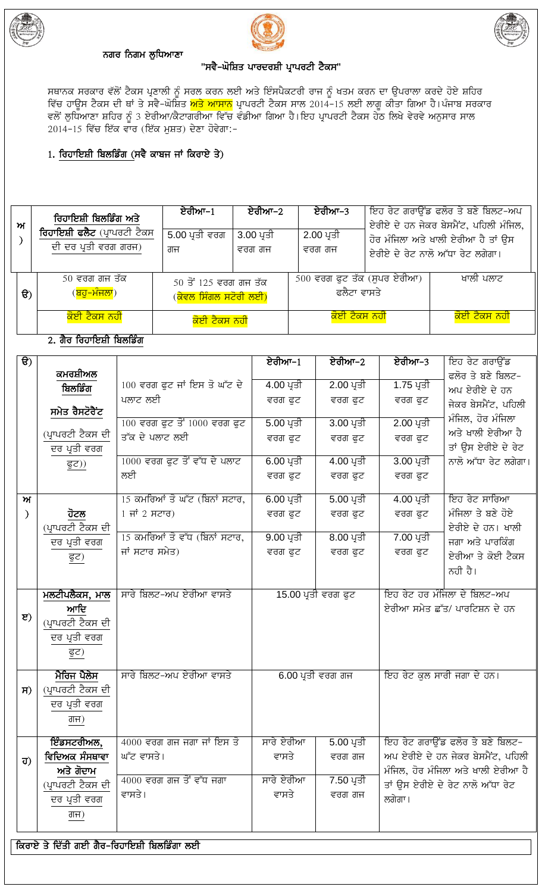## ਨਗਰ ਨਿਗਮ ਲੁਧਿਆਣਾ

## "ਸਵੈ-ਘੋਸ਼ਿਤ ਪਾਰਦਰਸ਼ੀ ਪ੍ਰਾਪਰਟੀ ਟੈਕਸ"

ਸਥਾਨਕ ਸਰਕਾਰ ਵੱਲੋਂ ਟੈਕਸ ਪ੍ਰਣਾਲੀ ਨੂੰ ਸਰਲ ਕਰਨ ਲਈ ਅਤੇ ਇੰਸਪੈਕਟਰੀ ਰਾਜ ਨੂੰ ਖਤਮ ਕਰਨ ਦਾ ਉਪਰਾਲਾ ਕਰਦੇ ਹੋਏ ਸ਼ਹਿਰ ਵਿੱਚ ਹਾਊਸ ਟੈਕਸ ਦੀ ਥਾਂ ਤੇ ਸਵੈ-ਘੋਸ਼ਿਤ ਅਤੇ ਆਸਾਨ ਪ੍ਰਾਪਰਟੀ ਟੈਕਸ ਸਾਲ 2014-15 ਲਈ ਲਾਗੂ ਕੀਤਾ ਗਿਆ ਹੈ।ਪੰਜਾਬ ਸਰਕਾਰ ਵਲੋਂ ਲੁਧਿਆਣਾ ਸ਼ਹਿਰ ਨੂੰ 3 ਏਰੀਆ/ਕੈਟਾਗਰੀਆ ਵਿੱਚ ਵੰਡੀਆ ਗਿਆ ਹੈ।ਇਹ ਪ੍ਰਾਪਰਟੀ ਟੈਕਸ ਹੇਠ ਲਿਖੇ ਵੇਰਵੇ ਅਨੁਸਾਰ ਸਾਲ 2014-15 ਵਿੱਚ ਇੱਕ ਵਾਰ (ਇੱਕ ਮੁਸ਼ਤ) ਦੇਣਾ ਹੋਵੇਗਾ:-

### 1. ਰਿਹਾਇਸ਼ੀ ਬਿਲਡਿੰਗ (ਸਵੈ ਕਾਬਜ ਜਾਂ ਕਿਰਾਏ ਤੇ)

| | | ਏਰੀਆ-1 | ਏਰੀਆ-2 | ਏਰੀਆ-3 | |
|---|---|---|---|---|---|
| ਅ) | ਰਿਹਾਇਸ਼ੀ ਬਿਲਡਿੰਗ ਅਤੇ ਰਿਹਾਇਸ਼ੀ ਫਲੈਟ (ਪ੍ਰਾਪਰਟੀ ਟੈਕਸ ਦੀ ਦਰ ਪ੍ਰਤੀ ਵਰਗ ਗਰਜ) | 5.00 ਪ੍ਰਤੀ ਵਰਗ ਗਜ | 3.00 ਪ੍ਰਤੀ ਵਰਗ ਗਜ | 2.00 ਪ੍ਰਤੀ ਵਰਗ ਗਜ | ਇਹ ਰੇਟ ਗਰਾਊਂਡ ਫਲੋਰ ਤੇ ਬਣੇ ਬਿਲਟ-ਅਪ ਏਰੀਏ ਦੇ ਹਨ ਜੇਕਰ ਬੇਸਮੈਂਟ, ਪਹਿਲੀ ਮੰਜਿਲ, ਹੋਰ ਮੰਜਿਲਾ ਅਤੇ ਖਾਲੀ ਏਰੀਆ ਹੈ ਤਾਂ ਉਸ ਏਰੀਏ ਦੇ ਰੇਟ ਨਾਲੋ ਅੱਧਾ ਰੇਟ ਲਗੇਗਾ। |

| | 50 ਵਰਗ ਗਜ ਤੱਕ (ਬਹੁ-ਮੰਜਲਾ) | 50 ਤੋਂ 125 ਵਰਗ ਗਜ ਤੱਕ (ਕੇਵਲ ਸਿੰਗਲ ਸਟੋਰੀ ਲਈ) | 500 ਵਰਗ ਫੁਟ ਤੱਕ (ਸੁਪਰ ਏਰੀਆ) ਫਲੈਟਾ ਵਾਸਤੇ | ਖਾਲੀ ਪਲਾਟ |
|---|---|---|---|---|
| ੲ) | ਕੋਈ ਟੈਕਸ ਨਹੀ | ਕੋਈ ਟੈਕਸ ਨਹੀ | ਕੋਈ ਟੈਕਸ ਨਹੀ | ਕੋਈ ਟੈਕਸ ਨਹੀ |

### 2. ਗੈਰ ਰਿਹਾਇਸ਼ੀ ਬਿਲਡਿੰਗ

| | | | ਏਰੀਆ-1 | ਏਰੀਆ-2 | ਏਰੀਆ-3 | |
|---|---|---|---|---|---|---|
| ੳ) | ਕਮਰਸ਼ੀਅਲ ਬਿਲਡਿੰਗ ਸਮੇਤ ਰੈਸਟੋਰੈਂਟ (ਪ੍ਰਾਪਰਟੀ ਟੈਕਸ ਦੀ ਦਰ ਪ੍ਰਤੀ ਵਰਗ ਫੁਟ)) | 100 ਵਰਗ ਫੁਟ ਜਾਂ ਇਸ ਤੋ ਘੱਟ ਦੇ ਪਲਾਟ ਲਈ | 4.00 ਪ੍ਰਤੀ ਵਰਗ ਫੁਟ | 2.00 ਪ੍ਰਤੀ ਵਰਗ ਫੁਟ | 1.75 ਪ੍ਰਤੀ ਵਰਗ ਫੁਟ | ਇਹ ਰੇਟ ਗਰਾਊਂਡ ਫਲੋਰ ਤੇ ਬਣੇ ਬਿਲਟ-ਅਪ ਏਰੀਏ ਦੇ ਹਨ ਜੇਕਰ ਬੇਸਮੈਂਟ, ਪਹਿਲੀ ਮੰਜਿਲ, ਹੋਰ ਮੰਜਿਲਾ ਅਤੇ ਖਾਲੀ ਏਰੀਆ ਹੈ ਤਾਂ ਉਸ ਏਰੀਏ ਦੇ ਰੇਟ ਨਾਲੋ ਅੱਧਾ ਰੇਟ ਲਗੇਗਾ। |
| | | 100 ਵਰਗ ਫੁਟ ਤੋਂ 1000 ਵਰਗ ਫੁਟ ਤੱਕ ਦੇ ਪਲਾਟ ਲਈ | 5.00 ਪ੍ਰਤੀ ਵਰਗ ਫੁਟ | 3.00 ਪ੍ਰਤੀ ਵਰਗ ਫੁਟ | 2.00 ਪ੍ਰਤੀ ਵਰਗ ਫੁਟ | |
| | | 1000 ਵਰਗ ਫੁਟ ਤੋਂ ਵੱਧ ਦੇ ਪਲਾਟ ਲਈ | 6.00 ਪ੍ਰਤੀ ਵਰਗ ਫੁਟ | 4.00 ਪ੍ਰਤੀ ਵਰਗ ਫੁਟ | 3.00 ਪ੍ਰਤੀ ਵਰਗ ਫੁਟ | |
| ਅ) | ਹੋਟਲ (ਪ੍ਰਾਪਰਟੀ ਟੈਕਸ ਦੀ ਦਰ ਪ੍ਰਤੀ ਵਰਗ ਫੁਟ) | 15 ਕਮਰਿਆਂ ਤੋ ਘੱਟ (ਬਿਨਾਂ ਸਟਾਰ, 1 ਜਾਂ 2 ਸਟਾਰ) | 6.00 ਪ੍ਰਤੀ ਵਰਗ ਫੁਟ | 5.00 ਪ੍ਰਤੀ ਵਰਗ ਫੁਟ | 4.00 ਪ੍ਰਤੀ ਵਰਗ ਫੁਟ | ਇਹ ਰੇਟ ਸਾਰਿਆ ਮੰਜਿਲਾ ਤੇ ਬਣੇ ਹੋਏ ਏਰੀਏ ਦੇ ਹਨ। ਖਾਲੀ ਜਗਾ ਅਤੇ ਪਾਰਕਿੰਗ ਏਰੀਆ ਤੇ ਕੋਈ ਟੈਕਸ ਨਹੀ ਹੈ। |
| | | 15 ਕਮਰਿਆਂ ਤੋ ਵੱਧ (ਬਿਨਾਂ ਸਟਾਰ, ਜਾਂ ਸਟਾਰ ਸਮੇਤ) | 9.00 ਪ੍ਰਤੀ ਵਰਗ ਫੁਟ | 8.00 ਪ੍ਰਤੀ ਵਰਗ ਫੁਟ | 7.00 ਪ੍ਰਤੀ ਵਰਗ ਫੁਟ | |
| ੲ) | ਮਲਟੀਪਲੈਕਸ, ਮਾਲ ਆਦਿ (ਪ੍ਰਾਪਰਟੀ ਟੈਕਸ ਦੀ ਦਰ ਪ੍ਰਤੀ ਵਰਗ ਫੁਟ) | ਸਾਰੇ ਬਿਲਟ-ਅਪ ਏਰੀਆ ਵਾਸਤੇ | 15.00 ਪ੍ਰਤੀ ਵਰਗ ਫੁਟ | | | ਇਹ ਰੇਟ ਹਰ ਮੰਜਿਲਾ ਦੇ ਬਿਲਟ-ਅਪ ਏਰੀਆ ਸਮੇਤ ਛੱਤ/ ਪਾਰਟਿਸ਼ਨ ਦੇ ਹਨ |
| ਸ) | ਮੈਰਿਜ ਪੈਲੇਸ (ਪ੍ਰਾਪਰਟੀ ਟੈਕਸ ਦੀ ਦਰ ਪ੍ਰਤੀ ਵਰਗ ਗਜ) | ਸਾਰੇ ਬਿਲਟ-ਅਪ ਏਰੀਆ ਵਾਸਤੇ | 6.00 ਪ੍ਰਤੀ ਵਰਗ ਗਜ | | | ਇਹ ਰੇਟ ਕੁਲ ਸਾਰੀ ਜਗਾ ਦੇ ਹਨ। |
| ਹ) | ਇੰਡਸਟਰੀਅਲ, ਵਿਦਿਅਕ ਸੰਸਥਾਵਾ ਅਤੇ ਗੋਦਾਮ (ਪ੍ਰਾਪਰਟੀ ਟੈਕਸ ਦੀ ਦਰ ਪ੍ਰਤੀ ਵਰਗ ਗਜ) | 4000 ਵਰਗ ਗਜ ਜਗਾ ਜਾਂ ਇਸ ਤੋ ਘੱਟ ਵਾਸਤੇ। | ਸਾਰੇ ਏਰੀਆ ਵਾਸਤੇ | 5.00 ਪ੍ਰਤੀ ਵਰਗ ਗਜ | | ਇਹ ਰੇਟ ਗਰਾਊਂਡ ਫਲੋਰ ਤੇ ਬਣੇ ਬਿਲਟ-ਅਪ ਏਰੀਏ ਦੇ ਹਨ ਜੇਕਰ ਬੇਸਮੈਂਟ, ਪਹਿਲੀ ਮੰਜਿਲ, ਹੋਰ ਮੰਜਿਲਾ ਅਤੇ ਖਾਲੀ ਏਰੀਆ ਹੈ ਤਾਂ ਉਸ ਏਰੀਏ ਦੇ ਰੇਟ ਨਾਲੋ ਅੱਧਾ ਰੇਟ ਲਗੇਗਾ। |
| | | 4000 ਵਰਗ ਗਜ ਤੋਂ ਵੱਧ ਜਗਾ ਵਾਸਤੇ। | ਸਾਰੇ ਏਰੀਆ ਵਾਸਤੇ | 7.50 ਪ੍ਰਤੀ ਵਰਗ ਗਜ | | |

**ਕਿਰਾਏ ਤੇ ਦਿੱਤੀ ਗਈ ਗੈਰ-ਰਿਹਾਇਸ਼ੀ ਬਿਲਡਿੰਗਾ ਲਈ**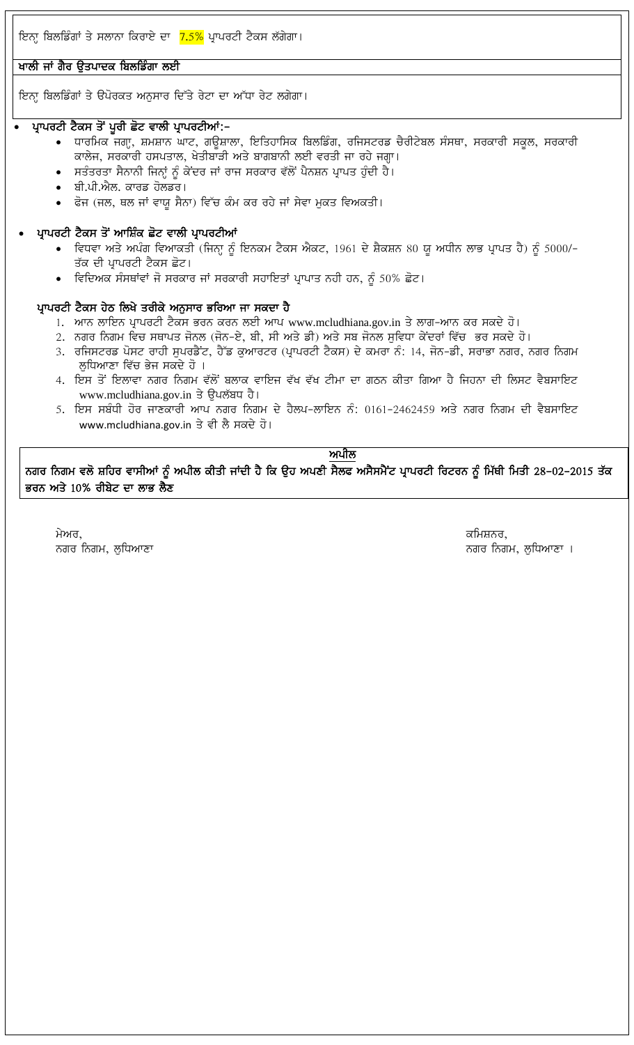ਇਨ੍ਹਾ ਬਿਲਡਿੰਗਾਂ ਤੇ ਸਲਾਨਾ ਕਿਰਾਏ ਦਾ 7.5% ਪ੍ਰਾਪਰਟੀ ਟੈਕਸ ਲੱਗੇਗਾ।

**ਖਾਲੀ ਜਾਂ ਗੈਰ ਉਤਪਾਦਕ ਬਿਲਡਿੰਗਾ ਲਈ**

ਇਨ੍ਹਾ ਬਿਲਡਿੰਗਾਂ ਤੇ ਉਪੋਰਕਤ ਅਨੁਸਾਰ ਦਿੱਤੇ ਰੇਟਾ ਦਾ ਅੱਧਾ ਰੇਟ ਲਗੇਗਾ।

- **ਪ੍ਰਾਪਰਟੀ ਟੈਕਸ ਤੋਂ ਪੂਰੀ ਛੋਟ ਵਾਲੀ ਪ੍ਰਾਪਰਟੀਆਂ:-**
  - ਧਾਰਮਿਕ ਜਗ੍ਹਾ, ਸ਼ਮਸ਼ਾਨ ਘਾਟ, ਗਊਸ਼ਾਲਾ, ਇਤਿਹਾਸਿਕ ਬਿਲਡਿੰਗ, ਰਜਿਸਟਰਡ ਚੈਰੀਟੇਬਲ ਸੰਸਥਾ, ਸਰਕਾਰੀ ਸਕੂਲ, ਸਰਕਾਰੀ ਕਾਲੇਜ, ਸਰਕਾਰੀ ਹਸਪਤਾਲ, ਖੇਤੀਬਾੜੀ ਅਤੇ ਬਾਗਬਾਨੀ ਲਈ ਵਰਤੀ ਜਾ ਰਹੇ ਜਗ੍ਹਾ।
  - ਸਤੰਤਰਤਾ ਸੈਨਾਨੀ ਜਿਨ੍ਹਾਂ ਨੂੰ ਕੇਂਦਰ ਜਾਂ ਰਾਜ ਸਰਕਾਰ ਵੱਲੋਂ ਪੈਨਸ਼ਨ ਪ੍ਰਾਪਤ ਹੁੰਦੀ ਹੈ।
  - ਬੀ.ਪੀ.ਐਲ. ਕਾਰਡ ਹੋਲਡਰ।
  - ਫੋਜ (ਜਲ, ਥਲ ਜਾਂ ਵਾਯੂ ਸੈਨਾ) ਵਿੱਚ ਕੰਮ ਕਰ ਰਹੇ ਜਾਂ ਸੇਵਾ ਮੁਕਤ ਵਿਅਕਤੀ।

- **ਪ੍ਰਾਪਰਟੀ ਟੈਕਸ ਤੋਂ ਆਸ਼ਿੰਕ ਛੋਟ ਵਾਲੀ ਪ੍ਰਾਪਰਟੀਆਂ**
  - ਵਿਧਵਾ ਅਤੇ ਅਪੰਗ ਵਿਆਕਤੀ (ਜਿਨ੍ਹਾ ਨੂੰ ਇਨਕਮ ਟੈਕਸ ਐਕਟ, 1961 ਦੇ ਸ਼ੈਕਸ਼ਨ 80 ਯੂ ਅਧੀਨ ਲਾਭ ਪ੍ਰਾਪਤ ਹੈ) ਨੂੰ 5000/- ਤੱਕ ਦੀ ਪ੍ਰਾਪਰਟੀ ਟੈਕਸ ਛੋਟ।
  - ਵਿਦਿਅਕ ਸੰਸਥਾਂਵਾਂ ਜੋ ਸਰਕਾਰ ਜਾਂ ਸਰਕਾਰੀ ਸਹਾਇਤਾਂ ਪ੍ਰਾਪਾਤ ਨਹੀ ਹਨ, ਨੂੰ 50% ਛੋਟ।

**ਪ੍ਰਾਪਰਟੀ ਟੈਕਸ ਹੇਠ ਲਿਖੇ ਤਰੀਕੇ ਅਨੁਸਾਰ ਭਰਿਆ ਜਾ ਸਕਦਾ ਹੈ**

1. ਆਨ ਲਾਇਨ ਪ੍ਰਾਪਰਟੀ ਟੈਕਸ ਭਰਨ ਕਰਨ ਲਈ ਆਪ www.mcludhiana.gov.in ਤੇ ਲਾਗ-ਆਨ ਕਰ ਸਕਦੇ ਹੋ।
2. ਨਗਰ ਨਿਗਮ ਵਿਚ ਸਥਾਪਤ ਜੋਨਲ (ਜੋਨ-ਏ, ਬੀ, ਸੀ ਅਤੇ ਡੀ) ਅਤੇ ਸਬ ਜੋਨਲ ਸੁਵਿਧਾ ਕੇਂਦਰਾਂ ਵਿੱਚ ਭਰ ਸਕਦੇ ਹੋ।
3. ਰਜਿਸਟਰਡ ਪੋਸਟ ਰਾਹੀ ਸੁਪਰਡੈਂਟ, ਹੈੱਡ ਕੁਆਰਟਰ (ਪ੍ਰਾਪਰਟੀ ਟੈਕਸ) ਦੇ ਕਮਰਾ ਨੰ: 14, ਜੋਨ-ਡੀ, ਸਰਾਭਾ ਨਗਰ, ਨਗਰ ਨਿਗਮ ਲੁਧਿਆਣਾ ਵਿੱਚ ਭੇਜ ਸਕਦੇ ਹੋ ।
4. ਇਸ ਤੋਂ ਇਲਾਵਾ ਨਗਰ ਨਿਗਮ ਵੱਲੋਂ ਬਲਾਕ ਵਾਇਜ ਵੱਖ ਵੱਖ ਟੀਮਾ ਦਾ ਗਠਨ ਕੀਤਾ ਗਿਆ ਹੈ ਜਿਹਨਾ ਦੀ ਲਿਸਟ ਵੈਬਸਾਇਟ www.mcludhiana.gov.in ਤੇ ਉਪਲੱਬਧ ਹੈ।
5. ਇਸ ਸਬੰਧੀ ਹੋਰ ਜਾਣਕਾਰੀ ਆਪ ਨਗਰ ਨਿਗਮ ਦੇ ਹੈਲਪ-ਲਾਇਨ ਨੰ: 0161-2462459 ਅਤੇ ਨਗਰ ਨਿਗਮ ਦੀ ਵੈਬਸਾਇਟ www.mcludhiana.gov.in ਤੇ ਵੀ ਲੈ ਸਕਦੇ ਹੋ।

**ਅਪੀਲ**

**ਨਗਰ ਨਿਗਮ ਵਲੋ ਸ਼ਹਿਰ ਵਾਸੀਆਂ ਨੂੰ ਅਪੀਲ ਕੀਤੀ ਜਾਂਦੀ ਹੈ ਕਿ ਉਹ ਅਪਣੀ ਸੈਲਫ ਅਸੈਸਮੈਂਟ ਪ੍ਰਾਪਰਟੀ ਰਿਟਰਨ ਨੂੰ ਮਿੱਥੀ ਮਿਤੀ 28-02-2015 ਤੱਕ ਭਰਨ ਅਤੇ 10% ਰੀਬੇਟ ਦਾ ਲਾਭ ਲੈਣ**

ਮੇਅਰ,
ਨਗਰ ਨਿਗਮ, ਲੁਧਿਆਣਾ

ਕਮਿਸ਼ਨਰ,
ਨਗਰ ਨਿਗਮ, ਲੁਧਿਆਣਾ ।